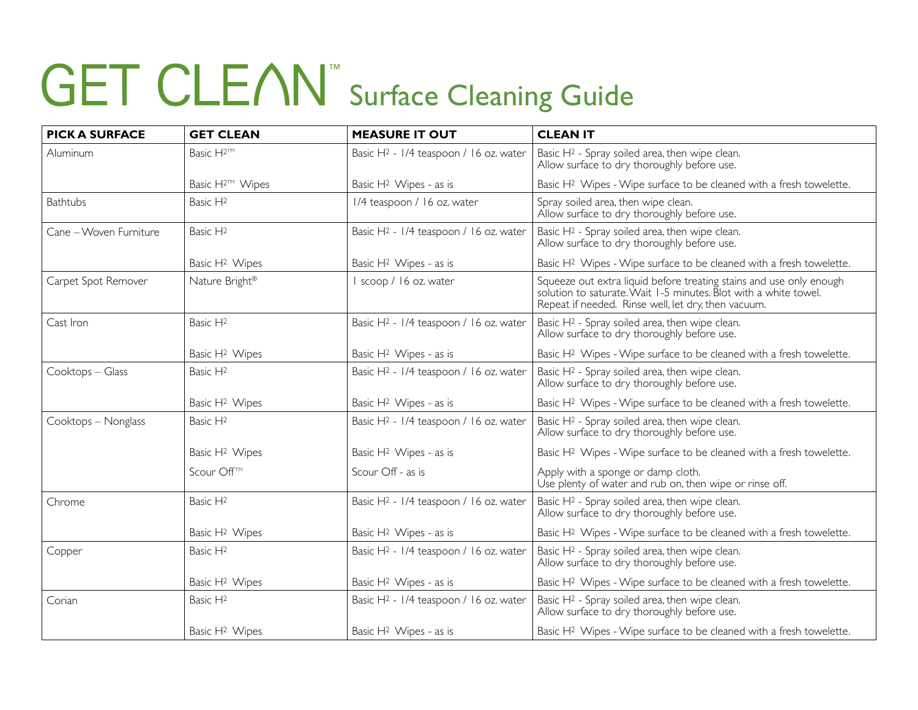# GET CLEAN™ Surface Cleaning Guide

| PICK A SURFACE | GET CLEAN | MEASURE IT OUT | CLEAN IT |
|---|---|---|---|
| Aluminum | Basic $H^2$™ | Basic $H^2$ - 1/4 teaspoon / 16 oz. water | Basic $H^2$ - Spray soiled area, then wipe clean. Allow surface to dry thoroughly before use. |
| | Basic $H^2$™ Wipes | Basic $H^2$ Wipes - as is | Basic $H^2$ Wipes - Wipe surface to be cleaned with a fresh towelette. |
| Bathtubs | Basic $H^2$ | 1/4 teaspoon / 16 oz. water | Spray soiled area, then wipe clean. Allow surface to dry thoroughly before use. |
| Cane – Woven Furniture | Basic $H^2$ | Basic $H^2$ - 1/4 teaspoon / 16 oz. water | Basic $H^2$ - Spray soiled area, then wipe clean. Allow surface to dry thoroughly before use. |
| | Basic $H^2$ Wipes | Basic $H^2$ Wipes - as is | Basic $H^2$ Wipes - Wipe surface to be cleaned with a fresh towelette. |
| Carpet Spot Remover | Nature Bright® | 1 scoop / 16 oz. water | Squeeze out extra liquid before treating stains and use only enough solution to saturate. Wait 1-5 minutes. Blot with a white towel. Repeat if needed. Rinse well, let dry, then vacuum. |
| Cast Iron | Basic $H^2$ | Basic $H^2$ - 1/4 teaspoon / 16 oz. water | Basic $H^2$ - Spray soiled area, then wipe clean. Allow surface to dry thoroughly before use. |
| | Basic $H^2$ Wipes | Basic $H^2$ Wipes - as is | Basic $H^2$ Wipes - Wipe surface to be cleaned with a fresh towelette. |
| Cooktops – Glass | Basic $H^2$ | Basic $H^2$ - 1/4 teaspoon / 16 oz. water | Basic $H^2$ - Spray soiled area, then wipe clean. Allow surface to dry thoroughly before use. |
| | Basic $H^2$ Wipes | Basic $H^2$ Wipes - as is | Basic $H^2$ Wipes - Wipe surface to be cleaned with a fresh towelette. |
| Cooktops – Nonglass | Basic $H^2$ | Basic $H^2$ - 1/4 teaspoon / 16 oz. water | Basic $H^2$ - Spray soiled area, then wipe clean. Allow surface to dry thoroughly before use. |
| | Basic $H^2$ Wipes | Basic $H^2$ Wipes - as is | Basic $H^2$ Wipes - Wipe surface to be cleaned with a fresh towelette. |
| | Scour Off™ | Scour Off - as is | Apply with a sponge or damp cloth. Use plenty of water and rub on, then wipe or rinse off. |
| Chrome | Basic $H^2$ | Basic $H^2$ - 1/4 teaspoon / 16 oz. water | Basic $H^2$ - Spray soiled area, then wipe clean. Allow surface to dry thoroughly before use. |
| | Basic $H^2$ Wipes | Basic $H^2$ Wipes - as is | Basic $H^2$ Wipes - Wipe surface to be cleaned with a fresh towelette. |
| Copper | Basic $H^2$ | Basic $H^2$ - 1/4 teaspoon / 16 oz. water | Basic $H^2$ - Spray soiled area, then wipe clean. Allow surface to dry thoroughly before use. |
| | Basic $H^2$ Wipes | Basic $H^2$ Wipes - as is | Basic $H^2$ Wipes - Wipe surface to be cleaned with a fresh towelette. |
| Corian | Basic $H^2$ | Basic $H^2$ - 1/4 teaspoon / 16 oz. water | Basic $H^2$ - Spray soiled area, then wipe clean. Allow surface to dry thoroughly before use. |
| | Basic $H^2$ Wipes | Basic $H^2$ Wipes - as is | Basic $H^2$ Wipes - Wipe surface to be cleaned with a fresh towelette. |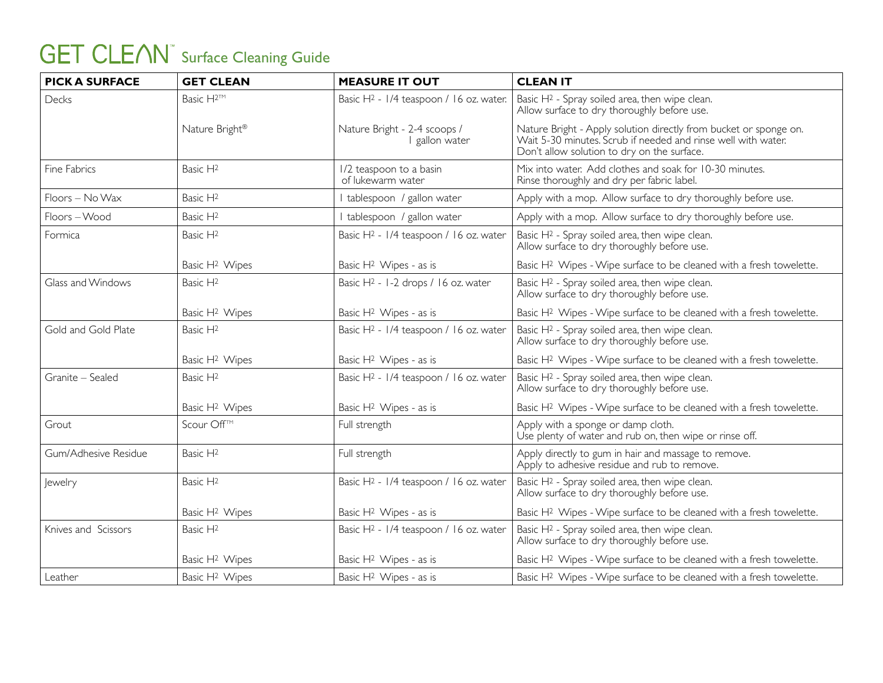# GET CLEAN™ Surface Cleaning Guide

| PICK A SURFACE | GET CLEAN | MEASURE IT OUT | CLEAN IT |
|---|---|---|---|
| Decks | Basic $H^2$™ | Basic $H^2$ - 1/4 teaspoon / 16 oz. water. | Basic $H^2$ - Spray soiled area, then wipe clean. Allow surface to dry thoroughly before use. |
| | Nature Bright® | Nature Bright - 2-4 scoops / 1 gallon water | Nature Bright - Apply solution directly from bucket or sponge on. Wait 5-30 minutes. Scrub if needed and rinse well with water. Don't allow solution to dry on the surface. |
| Fine Fabrics | Basic $H^2$ | 1/2 teaspoon to a basin of lukewarm water | Mix into water. Add clothes and soak for 10-30 minutes. Rinse thoroughly and dry per fabric label. |
| Floors – No Wax | Basic $H^2$ | 1 tablespoon / gallon water | Apply with a mop. Allow surface to dry thoroughly before use. |
| Floors – Wood | Basic $H^2$ | 1 tablespoon / gallon water | Apply with a mop. Allow surface to dry thoroughly before use. |
| Formica | Basic $H^2$ | Basic $H^2$ - 1/4 teaspoon / 16 oz. water | Basic $H^2$ - Spray soiled area, then wipe clean. Allow surface to dry thoroughly before use. |
| | Basic $H^2$ Wipes | Basic $H^2$ Wipes - as is | Basic $H^2$ Wipes - Wipe surface to be cleaned with a fresh towelette. |
| Glass and Windows | Basic $H^2$ | Basic $H^2$ - 1-2 drops / 16 oz. water | Basic $H^2$ - Spray soiled area, then wipe clean. Allow surface to dry thoroughly before use. |
| | Basic $H^2$ Wipes | Basic $H^2$ Wipes - as is | Basic $H^2$ Wipes - Wipe surface to be cleaned with a fresh towelette. |
| Gold and Gold Plate | Basic $H^2$ | Basic $H^2$ - 1/4 teaspoon / 16 oz. water | Basic $H^2$ - Spray soiled area, then wipe clean. Allow surface to dry thoroughly before use. |
| | Basic $H^2$ Wipes | Basic $H^2$ Wipes - as is | Basic $H^2$ Wipes - Wipe surface to be cleaned with a fresh towelette. |
| Granite – Sealed | Basic $H^2$ | Basic $H^2$ - 1/4 teaspoon / 16 oz. water | Basic $H^2$ - Spray soiled area, then wipe clean. Allow surface to dry thoroughly before use. |
| | Basic $H^2$ Wipes | Basic $H^2$ Wipes - as is | Basic $H^2$ Wipes - Wipe surface to be cleaned with a fresh towelette. |
| Grout | Scour Off™ | Full strength | Apply with a sponge or damp cloth. Use plenty of water and rub on, then wipe or rinse off. |
| Gum/Adhesive Residue | Basic $H^2$ | Full strength | Apply directly to gum in hair and massage to remove. Apply to adhesive residue and rub to remove. |
| Jewelry | Basic $H^2$ | Basic $H^2$ - 1/4 teaspoon / 16 oz. water | Basic $H^2$ - Spray soiled area, then wipe clean. Allow surface to dry thoroughly before use. |
| | Basic $H^2$ Wipes | Basic $H^2$ Wipes - as is | Basic $H^2$ Wipes - Wipe surface to be cleaned with a fresh towelette. |
| Knives and Scissors | Basic $H^2$ | Basic $H^2$ - 1/4 teaspoon / 16 oz. water | Basic $H^2$ - Spray soiled area, then wipe clean. Allow surface to dry thoroughly before use. |
| | Basic $H^2$ Wipes | Basic $H^2$ Wipes - as is | Basic $H^2$ Wipes - Wipe surface to be cleaned with a fresh towelette. |
| Leather | Basic $H^2$ Wipes | Basic $H^2$ Wipes - as is | Basic $H^2$ Wipes - Wipe surface to be cleaned with a fresh towelette. |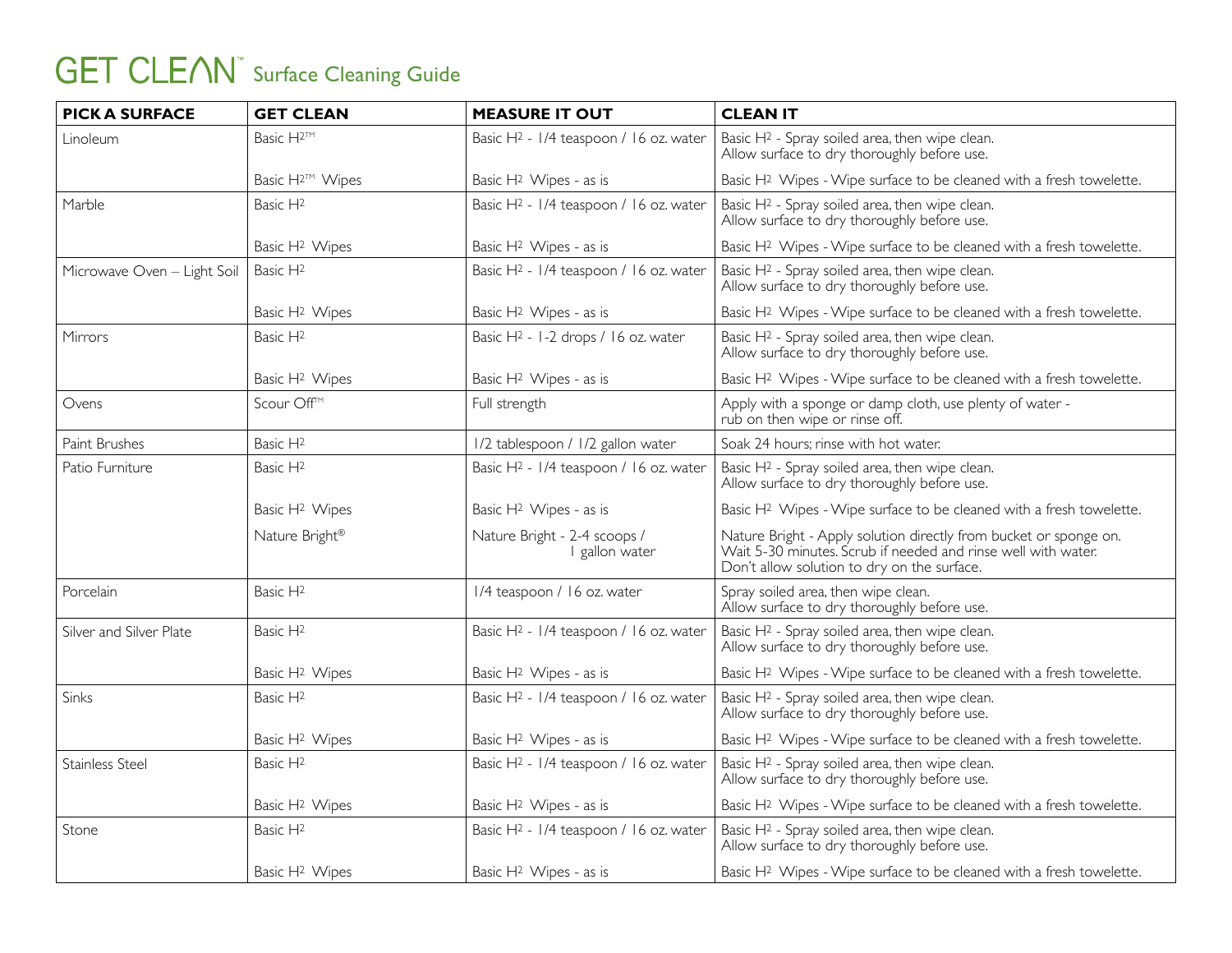# GET CLEAN™ Surface Cleaning Guide

| PICK A SURFACE | GET CLEAN | MEASURE IT OUT | CLEAN IT |
|---|---|---|---|
| Linoleum | Basic $H^2$™ | Basic $H^2$ - 1/4 teaspoon / 16 oz. water | Basic $H^2$ - Spray soiled area, then wipe clean. Allow surface to dry thoroughly before use. |
| | Basic $H^2$™ Wipes | Basic $H^2$ Wipes - as is | Basic $H^2$ Wipes - Wipe surface to be cleaned with a fresh towelette. |
| Marble | Basic $H^2$ | Basic $H^2$ - 1/4 teaspoon / 16 oz. water | Basic $H^2$ - Spray soiled area, then wipe clean. Allow surface to dry thoroughly before use. |
| | Basic $H^2$ Wipes | Basic $H^2$ Wipes - as is | Basic $H^2$ Wipes - Wipe surface to be cleaned with a fresh towelette. |
| Microwave Oven – Light Soil | Basic $H^2$ | Basic $H^2$ - 1/4 teaspoon / 16 oz. water | Basic $H^2$ - Spray soiled area, then wipe clean. Allow surface to dry thoroughly before use. |
| | Basic $H^2$ Wipes | Basic $H^2$ Wipes - as is | Basic $H^2$ Wipes - Wipe surface to be cleaned with a fresh towelette. |
| Mirrors | Basic $H^2$ | Basic $H^2$ - 1-2 drops / 16 oz. water | Basic $H^2$ - Spray soiled area, then wipe clean. Allow surface to dry thoroughly before use. |
| | Basic $H^2$ Wipes | Basic $H^2$ Wipes - as is | Basic $H^2$ Wipes - Wipe surface to be cleaned with a fresh towelette. |
| Ovens | Scour Off™ | Full strength | Apply with a sponge or damp cloth, use plenty of water - rub on then wipe or rinse off. |
| Paint Brushes | Basic $H^2$ | 1/2 tablespoon / 1/2 gallon water | Soak 24 hours; rinse with hot water. |
| Patio Furniture | Basic $H^2$ | Basic $H^2$ - 1/4 teaspoon / 16 oz. water | Basic $H^2$ - Spray soiled area, then wipe clean. Allow surface to dry thoroughly before use. |
| | Basic $H^2$ Wipes | Basic $H^2$ Wipes - as is | Basic $H^2$ Wipes - Wipe surface to be cleaned with a fresh towelette. |
| | Nature Bright® | Nature Bright - 2-4 scoops / 1 gallon water | Nature Bright - Apply solution directly from bucket or sponge on. Wait 5-30 minutes. Scrub if needed and rinse well with water. Don't allow solution to dry on the surface. |
| Porcelain | Basic $H^2$ | 1/4 teaspoon / 16 oz. water | Spray soiled area, then wipe clean. Allow surface to dry thoroughly before use. |
| Silver and Silver Plate | Basic $H^2$ | Basic $H^2$ - 1/4 teaspoon / 16 oz. water | Basic $H^2$ - Spray soiled area, then wipe clean. Allow surface to dry thoroughly before use. |
| | Basic $H^2$ Wipes | Basic $H^2$ Wipes - as is | Basic $H^2$ Wipes - Wipe surface to be cleaned with a fresh towelette. |
| Sinks | Basic $H^2$ | Basic $H^2$ - 1/4 teaspoon / 16 oz. water | Basic $H^2$ - Spray soiled area, then wipe clean. Allow surface to dry thoroughly before use. |
| | Basic $H^2$ Wipes | Basic $H^2$ Wipes - as is | Basic $H^2$ Wipes - Wipe surface to be cleaned with a fresh towelette. |
| Stainless Steel | Basic $H^2$ | Basic $H^2$ - 1/4 teaspoon / 16 oz. water | Basic $H^2$ - Spray soiled area, then wipe clean. Allow surface to dry thoroughly before use. |
| | Basic $H^2$ Wipes | Basic $H^2$ Wipes - as is | Basic $H^2$ Wipes - Wipe surface to be cleaned with a fresh towelette. |
| Stone | Basic $H^2$ | Basic $H^2$ - 1/4 teaspoon / 16 oz. water | Basic $H^2$ - Spray soiled area, then wipe clean. Allow surface to dry thoroughly before use. |
| | Basic $H^2$ Wipes | Basic $H^2$ Wipes - as is | Basic $H^2$ Wipes - Wipe surface to be cleaned with a fresh towelette. |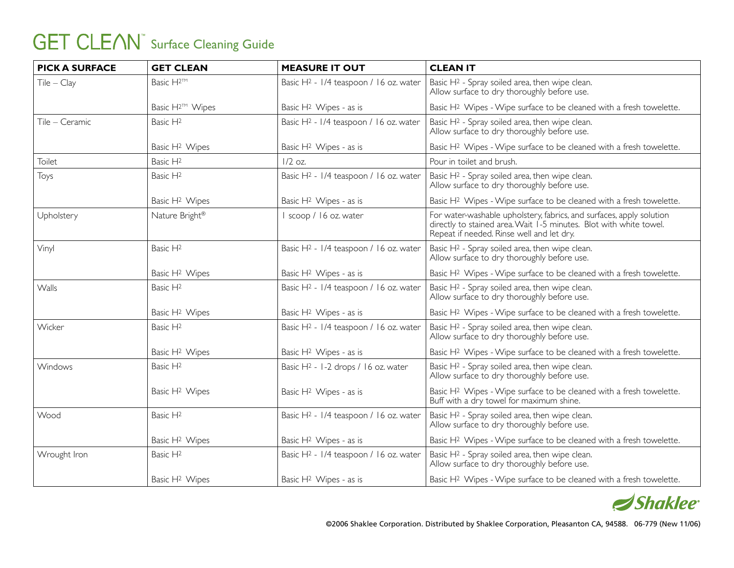# GET CLEAN™ Surface Cleaning Guide

| PICK A SURFACE | GET CLEAN | MEASURE IT OUT | CLEAN IT |
|---|---|---|---|
| Tile – Clay | Basic H2™ | Basic H2 - 1/4 teaspoon / 16 oz. water | Basic H2 - Spray soiled area, then wipe clean. Allow surface to dry thoroughly before use. |
| | Basic H2™ Wipes | Basic H2 Wipes - as is | Basic H2 Wipes - Wipe surface to be cleaned with a fresh towelette. |
| Tile – Ceramic | Basic H2 | Basic H2 - 1/4 teaspoon / 16 oz. water | Basic H2 - Spray soiled area, then wipe clean. Allow surface to dry thoroughly before use. |
| | Basic H2 Wipes | Basic H2 Wipes - as is | Basic H2 Wipes - Wipe surface to be cleaned with a fresh towelette. |
| Toilet | Basic H2 | 1/2 oz. | Pour in toilet and brush. |
| Toys | Basic H2 | Basic H2 - 1/4 teaspoon / 16 oz. water | Basic H2 - Spray soiled area, then wipe clean. Allow surface to dry thoroughly before use. |
| | Basic H2 Wipes | Basic H2 Wipes - as is | Basic H2 Wipes - Wipe surface to be cleaned with a fresh towelette. |
| Upholstery | Nature Bright® | 1 scoop / 16 oz. water | For water-washable upholstery, fabrics, and surfaces, apply solution directly to stained area. Wait 1-5 minutes. Blot with white towel. Repeat if needed. Rinse well and let dry. |
| Vinyl | Basic H2 | Basic H2 - 1/4 teaspoon / 16 oz. water | Basic H2 - Spray soiled area, then wipe clean. Allow surface to dry thoroughly before use. |
| | Basic H2 Wipes | Basic H2 Wipes - as is | Basic H2 Wipes - Wipe surface to be cleaned with a fresh towelette. |
| Walls | Basic H2 | Basic H2 - 1/4 teaspoon / 16 oz. water | Basic H2 - Spray soiled area, then wipe clean. Allow surface to dry thoroughly before use. |
| | Basic H2 Wipes | Basic H2 Wipes - as is | Basic H2 Wipes - Wipe surface to be cleaned with a fresh towelette. |
| Wicker | Basic H2 | Basic H2 - 1/4 teaspoon / 16 oz. water | Basic H2 - Spray soiled area, then wipe clean. Allow surface to dry thoroughly before use. |
| | Basic H2 Wipes | Basic H2 Wipes - as is | Basic H2 Wipes - Wipe surface to be cleaned with a fresh towelette. |
| Windows | Basic H2 | Basic H2 - 1-2 drops / 16 oz. water | Basic H2 - Spray soiled area, then wipe clean. Allow surface to dry thoroughly before use. |
| | Basic H2 Wipes | Basic H2 Wipes - as is | Basic H2 Wipes - Wipe surface to be cleaned with a fresh towelette. Buff with a dry towel for maximum shine. |
| Wood | Basic H2 | Basic H2 - 1/4 teaspoon / 16 oz. water | Basic H2 - Spray soiled area, then wipe clean. Allow surface to dry thoroughly before use. |
| | Basic H2 Wipes | Basic H2 Wipes - as is | Basic H2 Wipes - Wipe surface to be cleaned with a fresh towelette. |
| Wrought Iron | Basic H2 | Basic H2 - 1/4 teaspoon / 16 oz. water | Basic H2 - Spray soiled area, then wipe clean. Allow surface to dry thoroughly before use. |
| | Basic H2 Wipes | Basic H2 Wipes - as is | Basic H2 Wipes - Wipe surface to be cleaned with a fresh towelette. |

Shaklee

©2006 Shaklee Corporation. Distributed by Shaklee Corporation, Pleasanton CA, 94588. 06-779 (New 11/06)